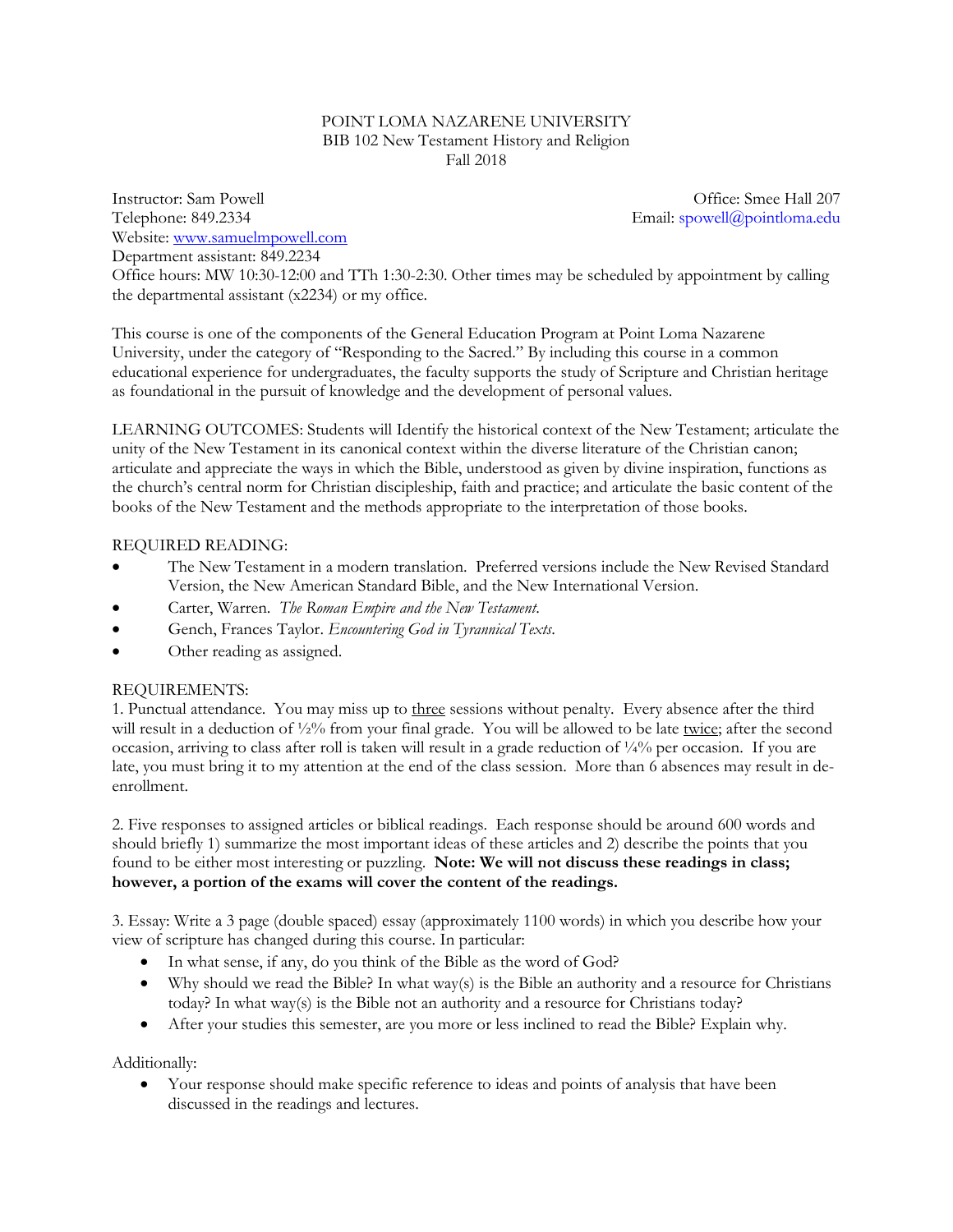POINT LOMA NAZARENE UNIVERSITY
BIB 102 New Testament History and Religion
Fall 2018

Instructor: Sam Powell
Office: Smee Hall 207
Telephone: 849.2334
Email: spowell@pointloma.edu
Website: www.samuelmpowell.com
Department assistant: 849.2234
Office hours: MW 10:30-12:00 and TTh 1:30-2:30. Other times may be scheduled by appointment by calling the departmental assistant (x2234) or my office.

This course is one of the components of the General Education Program at Point Loma Nazarene University, under the category of "Responding to the Sacred." By including this course in a common educational experience for undergraduates, the faculty supports the study of Scripture and Christian heritage as foundational in the pursuit of knowledge and the development of personal values.

LEARNING OUTCOMES: Students will Identify the historical context of the New Testament; articulate the unity of the New Testament in its canonical context within the diverse literature of the Christian canon; articulate and appreciate the ways in which the Bible, understood as given by divine inspiration, functions as the church's central norm for Christian discipleship, faith and practice; and articulate the basic content of the books of the New Testament and the methods appropriate to the interpretation of those books.

REQUIRED READING:

- The New Testament in a modern translation. Preferred versions include the New Revised Standard Version, the New American Standard Bible, and the New International Version.
- Carter, Warren. *The Roman Empire and the New Testament.*
- Gench, Frances Taylor. *Encountering God in Tyrannical Texts.*
- Other reading as assigned.

REQUIREMENTS:

1. Punctual attendance. You may miss up to three sessions without penalty. Every absence after the third will result in a deduction of ½% from your final grade. You will be allowed to be late twice; after the second occasion, arriving to class after roll is taken will result in a grade reduction of ¼% per occasion. If you are late, you must bring it to my attention at the end of the class session. More than 6 absences may result in de-enrollment.

2. Five responses to assigned articles or biblical readings. Each response should be around 600 words and should briefly 1) summarize the most important ideas of these articles and 2) describe the points that you found to be either most interesting or puzzling. **Note: We will not discuss these readings in class; however, a portion of the exams will cover the content of the readings.**

3. Essay: Write a 3 page (double spaced) essay (approximately 1100 words) in which you describe how your view of scripture has changed during this course. In particular:

- In what sense, if any, do you think of the Bible as the word of God?
- Why should we read the Bible? In what way(s) is the Bible an authority and a resource for Christians today? In what way(s) is the Bible not an authority and a resource for Christians today?
- After your studies this semester, are you more or less inclined to read the Bible? Explain why.

Additionally:

- Your response should make specific reference to ideas and points of analysis that have been discussed in the readings and lectures.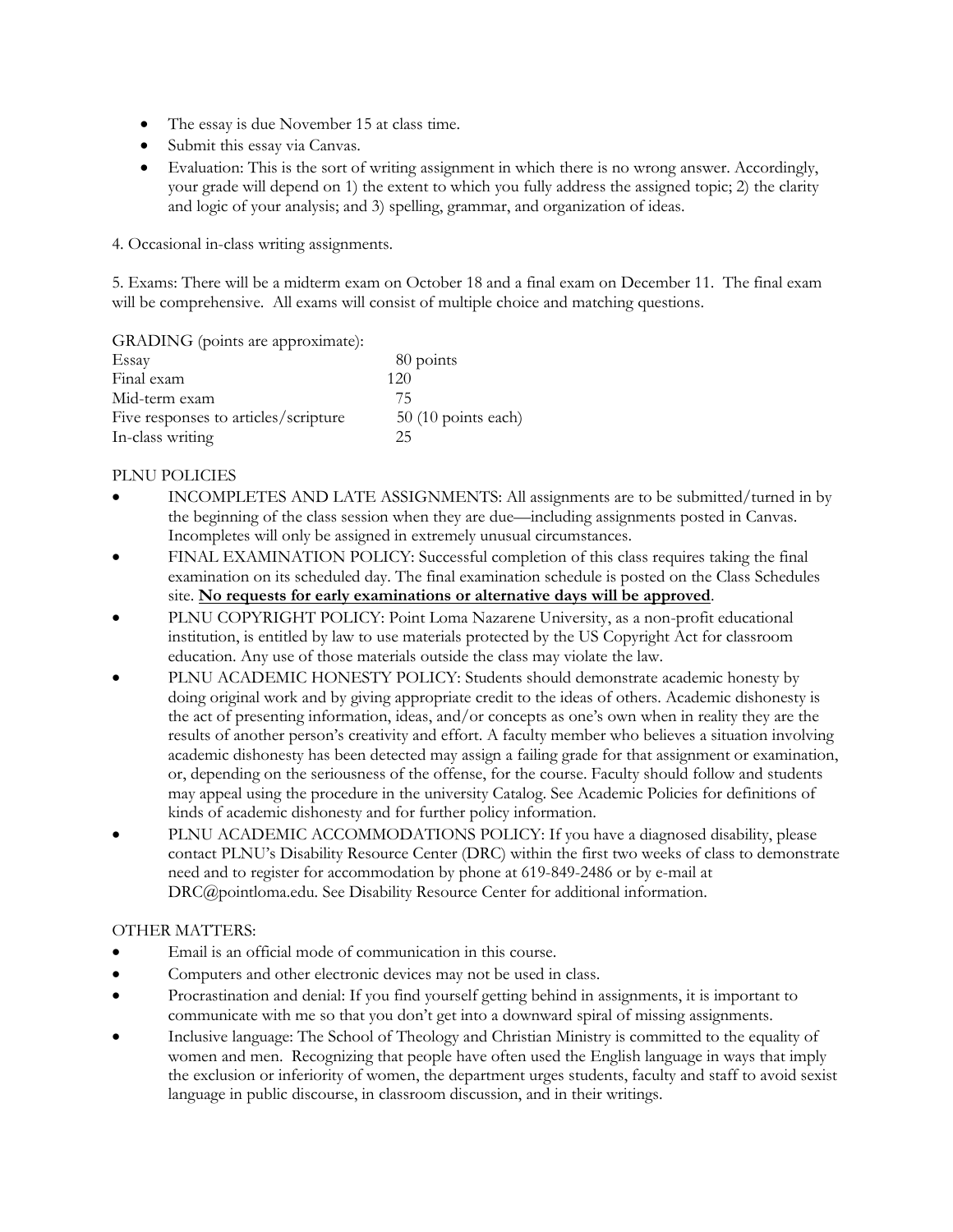- The essay is due November 15 at class time.
- Submit this essay via Canvas.
- Evaluation: This is the sort of writing assignment in which there is no wrong answer. Accordingly, your grade will depend on 1) the extent to which you fully address the assigned topic; 2) the clarity and logic of your analysis; and 3) spelling, grammar, and organization of ideas.

4. Occasional in-class writing assignments.

5. Exams: There will be a midterm exam on October 18 and a final exam on December 11. The final exam will be comprehensive. All exams will consist of multiple choice and matching questions.

GRADING (points are approximate):

| | |
|---|---|
| Essay | 80 points |
| Final exam | 120 |
| Mid-term exam | 75 |
| Five responses to articles/scripture | 50 (10 points each) |
| In-class writing | 25 |

PLNU POLICIES

- INCOMPLETES AND LATE ASSIGNMENTS: All assignments are to be submitted/turned in by the beginning of the class session when they are due—including assignments posted in Canvas. Incompletes will only be assigned in extremely unusual circumstances.
- FINAL EXAMINATION POLICY: Successful completion of this class requires taking the final examination on its scheduled day. The final examination schedule is posted on the Class Schedules site. **No requests for early examinations or alternative days will be approved**.
- PLNU COPYRIGHT POLICY: Point Loma Nazarene University, as a non-profit educational institution, is entitled by law to use materials protected by the US Copyright Act for classroom education. Any use of those materials outside the class may violate the law.
- PLNU ACADEMIC HONESTY POLICY: Students should demonstrate academic honesty by doing original work and by giving appropriate credit to the ideas of others. Academic dishonesty is the act of presenting information, ideas, and/or concepts as one's own when in reality they are the results of another person's creativity and effort. A faculty member who believes a situation involving academic dishonesty has been detected may assign a failing grade for that assignment or examination, or, depending on the seriousness of the offense, for the course. Faculty should follow and students may appeal using the procedure in the university Catalog. See Academic Policies for definitions of kinds of academic dishonesty and for further policy information.
- PLNU ACADEMIC ACCOMMODATIONS POLICY: If you have a diagnosed disability, please contact PLNU's Disability Resource Center (DRC) within the first two weeks of class to demonstrate need and to register for accommodation by phone at 619-849-2486 or by e-mail at DRC@pointloma.edu. See Disability Resource Center for additional information.

OTHER MATTERS:

- Email is an official mode of communication in this course.
- Computers and other electronic devices may not be used in class.
- Procrastination and denial: If you find yourself getting behind in assignments, it is important to communicate with me so that you don't get into a downward spiral of missing assignments.
- Inclusive language: The School of Theology and Christian Ministry is committed to the equality of women and men. Recognizing that people have often used the English language in ways that imply the exclusion or inferiority of women, the department urges students, faculty and staff to avoid sexist language in public discourse, in classroom discussion, and in their writings.